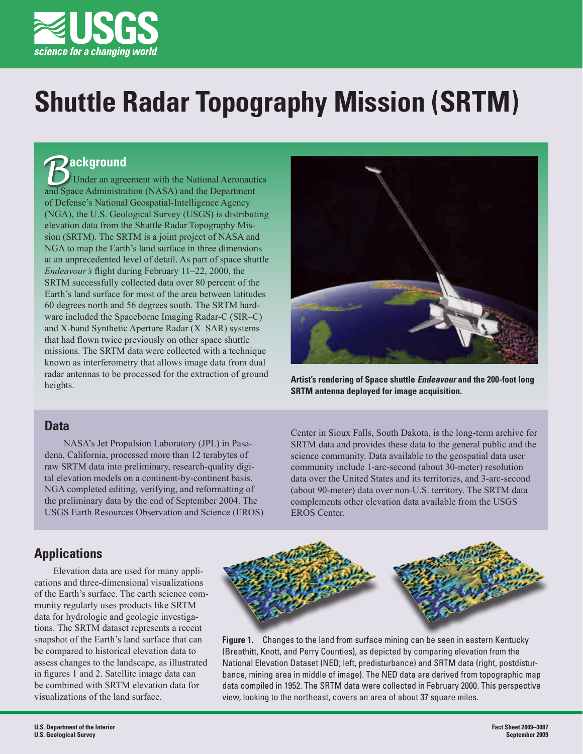# Shuttle Radar Topography Mission (SRTM)

## Background

Under an agreement with the National Aeronautics and Space Administration (NASA) and the Department of Defense's National Geospatial-Intelligence Agency (NGA), the U.S. Geological Survey (USGS) is distributing elevation data from the Shuttle Radar Topography Mission (SRTM). The SRTM is a joint project of NASA and NGA to map the Earth's land surface in three dimensions at an unprecedented level of detail. As part of space shuttle *Endeavour's* flight during February 11–22, 2000, the SRTM successfully collected data over 80 percent of the Earth's land surface for most of the area between latitudes 60 degrees north and 56 degrees south. The SRTM hardware included the Spaceborne Imaging Radar-C (SIR–C) and X-band Synthetic Aperture Radar (X–SAR) systems that had flown twice previously on other space shuttle missions. The SRTM data were collected with a technique known as interferometry that allows image data from dual radar antennas to be processed for the extraction of ground heights.

**Artist's rendering of Space shuttle *Endeavour* and the 200-foot long SRTM antenna deployed for image acquisition.**

## Data

NASA's Jet Propulsion Laboratory (JPL) in Pasadena, California, processed more than 12 terabytes of raw SRTM data into preliminary, research-quality digital elevation models on a continent-by-continent basis. NGA completed editing, verifying, and reformatting of the preliminary data by the end of September 2004. The USGS Earth Resources Observation and Science (EROS) Center in Sioux Falls, South Dakota, is the long-term archive for SRTM data and provides these data to the general public and the science community. Data available to the geospatial data user community include 1-arc-second (about 30-meter) resolution data over the United States and its territories, and 3-arc-second (about 90-meter) data over non-U.S. territory. The SRTM data complements other elevation data available from the USGS EROS Center.

## Applications

Elevation data are used for many applications and three-dimensional visualizations of the Earth's surface. The earth science community regularly uses products like SRTM data for hydrologic and geologic investigations. The SRTM dataset represents a recent snapshot of the Earth's land surface that can be compared to historical elevation data to assess changes to the landscape, as illustrated in figures 1 and 2. Satellite image data can be combined with SRTM elevation data for visualizations of the land surface.

**Figure 1.** Changes to the land from surface mining can be seen in eastern Kentucky (Breathitt, Knott, and Perry Counties), as depicted by comparing elevation from the National Elevation Dataset (NED; left, predisturbance) and SRTM data (right, postdisturbance, mining area in middle of image). The NED data are derived from topographic map data compiled in 1952. The SRTM data were collected in February 2000. This perspective view, looking to the northeast, covers an area of about 37 square miles.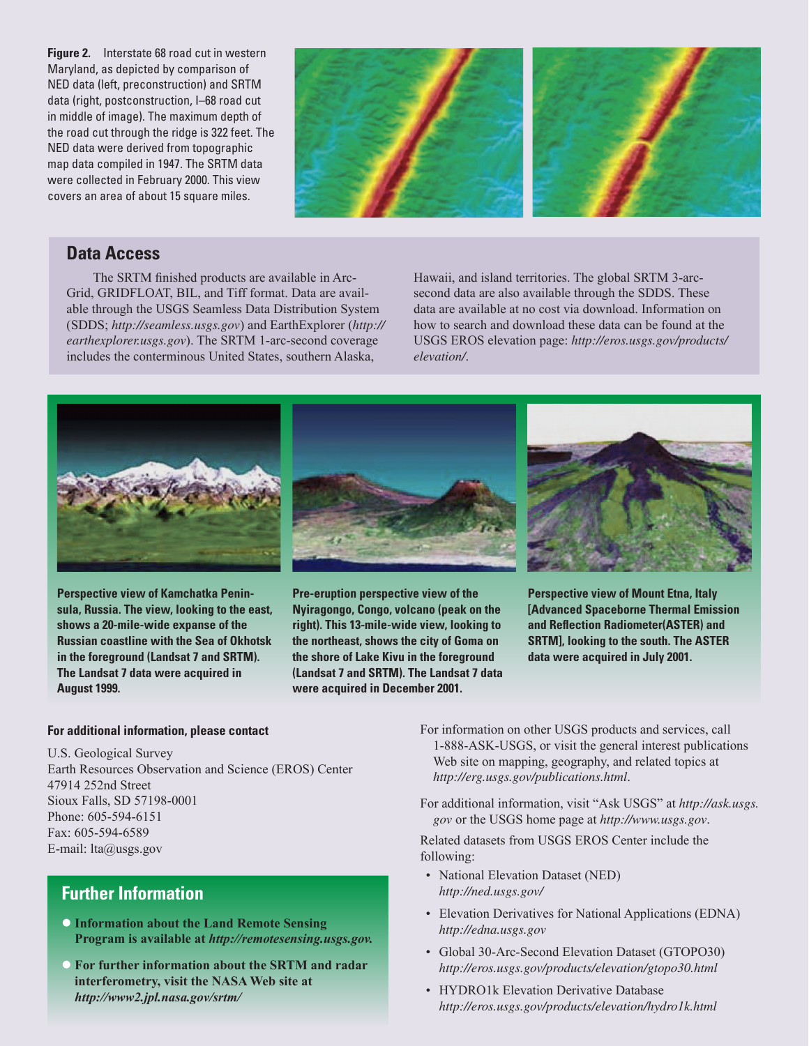**Figure 2.** Interstate 68 road cut in western Maryland, as depicted by comparison of NED data (left, preconstruction) and SRTM data (right, postconstruction, I–68 road cut in middle of image). The maximum depth of the road cut through the ridge is 322 feet. The NED data were derived from topographic map data compiled in 1947. The SRTM data were collected in February 2000. This view covers an area of about 15 square miles.

## Data Access

The SRTM finished products are available in ArcGrid, GRIDFLOAT, BIL, and Tiff format. Data are available through the USGS Seamless Data Distribution System (SDDS; *http://seamless.usgs.gov*) and EarthExplorer (*http://earthexplorer.usgs.gov*). The SRTM 1-arc-second coverage includes the conterminous United States, southern Alaska, Hawaii, and island territories. The global SRTM 3-arc-second data are also available through the SDDS. These data are available at no cost via download. Information on how to search and download these data can be found at the USGS EROS elevation page: *http://eros.usgs.gov/products/elevation/*.

**Perspective view of Kamchatka Peninsula, Russia. The view, looking to the east, shows a 20-mile-wide expanse of the Russian coastline with the Sea of Okhotsk in the foreground (Landsat 7 and SRTM). The Landsat 7 data were acquired in August 1999.**

**Pre-eruption perspective view of the Nyiragongo, Congo, volcano (peak on the right). This 13-mile-wide view, looking to the northeast, shows the city of Goma on the shore of Lake Kivu in the foreground (Landsat 7 and SRTM). The Landsat 7 data were acquired in December 2001.**

**Perspective view of Mount Etna, Italy [Advanced Spaceborne Thermal Emission and Reflection Radiometer(ASTER) and SRTM], looking to the south. The ASTER data were acquired in July 2001.**

**For additional information, please contact**

U.S. Geological Survey
Earth Resources Observation and Science (EROS) Center
47914 252nd Street
Sioux Falls, SD 57198-0001
Phone: 605-594-6151
Fax: 605-594-6589
E-mail: lta@usgs.gov

## Further Information

- **Information about the Land Remote Sensing Program is available at *http://remotesensing.usgs.gov.***
- **For further information about the SRTM and radar interferometry, visit the NASA Web site at *http://www2.jpl.nasa.gov/srtm/***

For information on other USGS products and services, call 1-888-ASK-USGS, or visit the general interest publications Web site on mapping, geography, and related topics at *http://erg.usgs.gov/publications.html*.

For additional information, visit "Ask USGS" at *http://ask.usgs.gov* or the USGS home page at *http://www.usgs.gov*.

Related datasets from USGS EROS Center include the following:

- National Elevation Dataset (NED)
  *http://ned.usgs.gov/*
- Elevation Derivatives for National Applications (EDNA)
  *http://edna.usgs.gov*
- Global 30-Arc-Second Elevation Dataset (GTOPO30)
  *http://eros.usgs.gov/products/elevation/gtopo30.html*
- HYDRO1k Elevation Derivative Database
  *http://eros.usgs.gov/products/elevation/hydro1k.html*